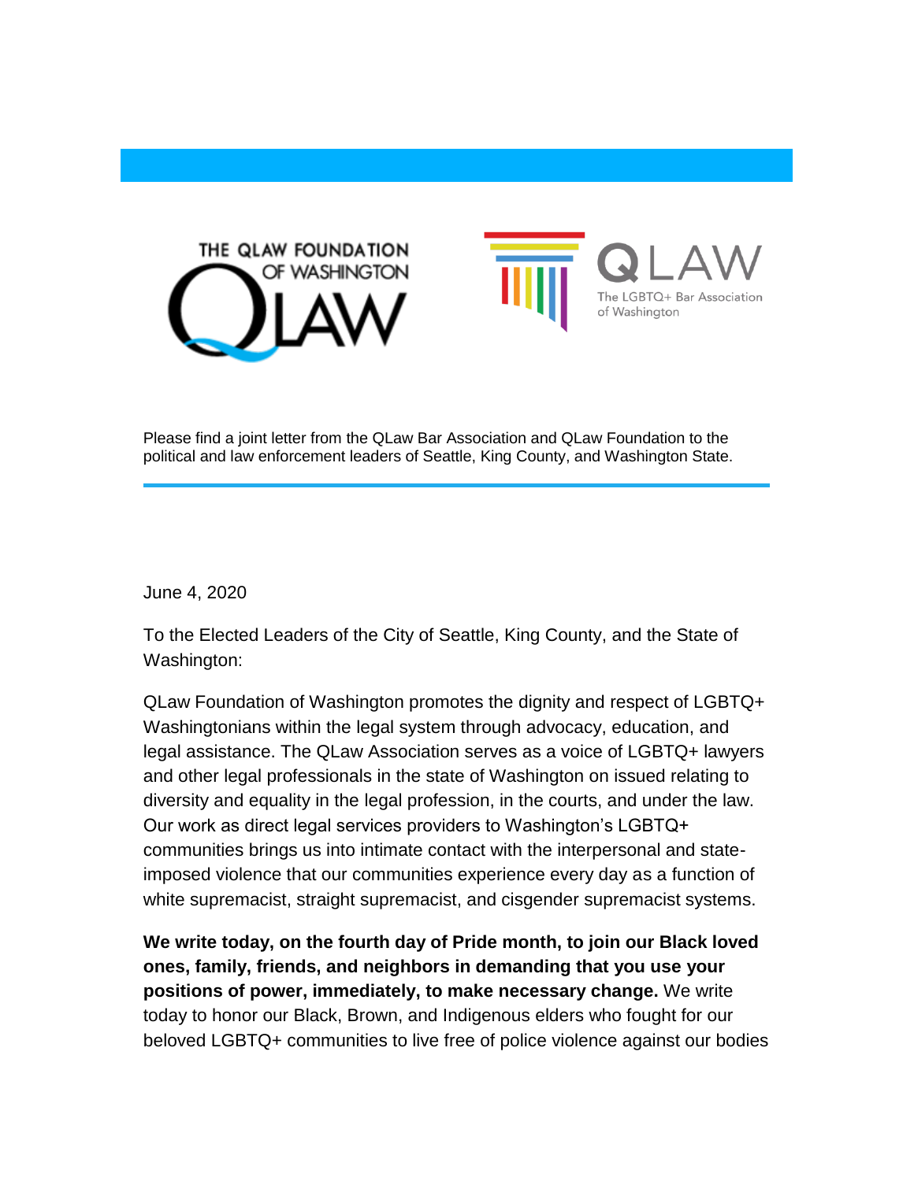THE QLAW FOUNDATION OF WASHINGTON QLAW

QLAW The LGBTQ+ Bar Association of Washington

Please find a joint letter from the QLaw Bar Association and QLaw Foundation to the political and law enforcement leaders of Seattle, King County, and Washington State.

---

June 4, 2020

To the Elected Leaders of the City of Seattle, King County, and the State of Washington:

QLaw Foundation of Washington promotes the dignity and respect of LGBTQ+ Washingtonians within the legal system through advocacy, education, and legal assistance. The QLaw Association serves as a voice of LGBTQ+ lawyers and other legal professionals in the state of Washington on issued relating to diversity and equality in the legal profession, in the courts, and under the law. Our work as direct legal services providers to Washington's LGBTQ+ communities brings us into intimate contact with the interpersonal and state-imposed violence that our communities experience every day as a function of white supremacist, straight supremacist, and cisgender supremacist systems.

**We write today, on the fourth day of Pride month, to join our Black loved ones, family, friends, and neighbors in demanding that you use your positions of power, immediately, to make necessary change.** We write today to honor our Black, Brown, and Indigenous elders who fought for our beloved LGBTQ+ communities to live free of police violence against our bodies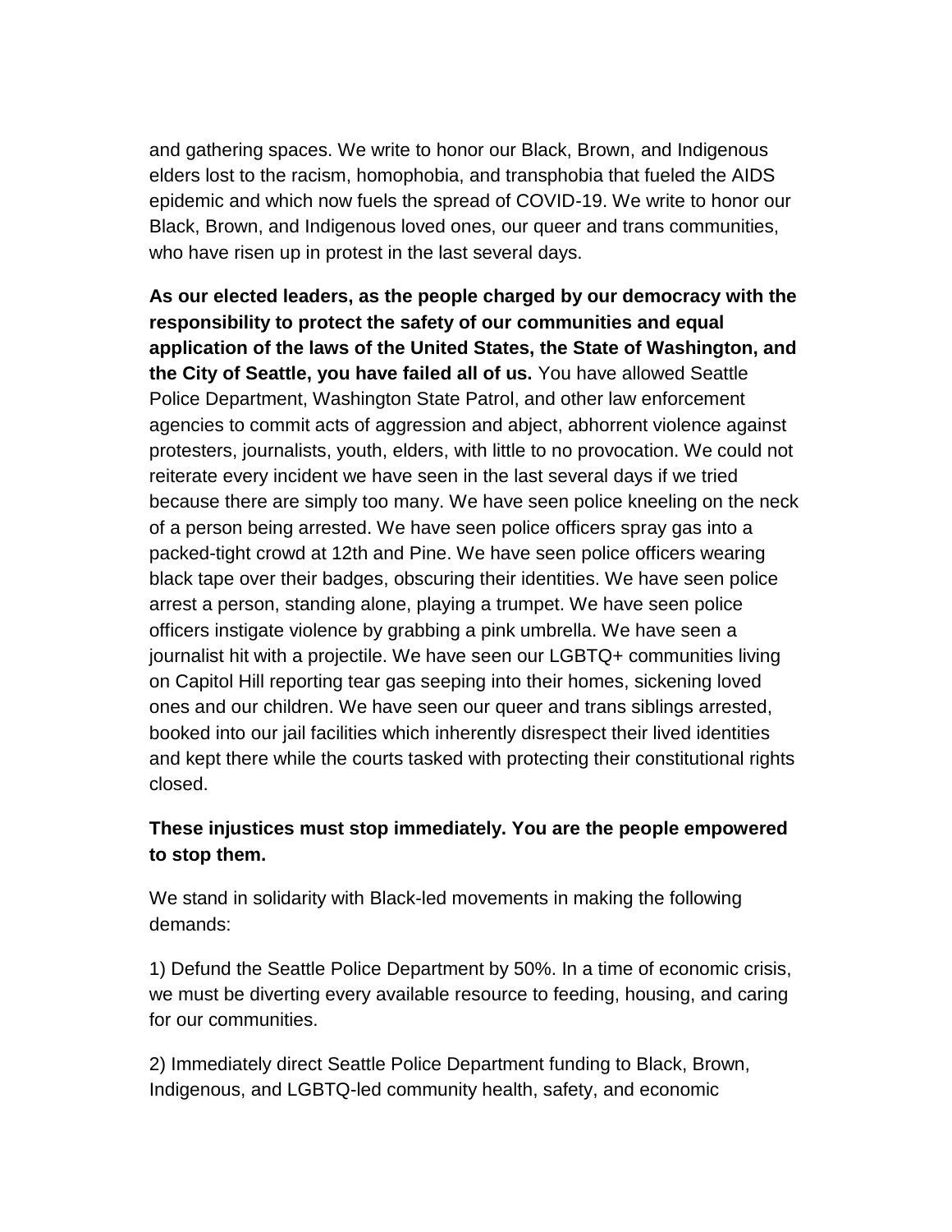and gathering spaces. We write to honor our Black, Brown, and Indigenous elders lost to the racism, homophobia, and transphobia that fueled the AIDS epidemic and which now fuels the spread of COVID-19. We write to honor our Black, Brown, and Indigenous loved ones, our queer and trans communities, who have risen up in protest in the last several days.

**As our elected leaders, as the people charged by our democracy with the responsibility to protect the safety of our communities and equal application of the laws of the United States, the State of Washington, and the City of Seattle, you have failed all of us.** You have allowed Seattle Police Department, Washington State Patrol, and other law enforcement agencies to commit acts of aggression and abject, abhorrent violence against protesters, journalists, youth, elders, with little to no provocation. We could not reiterate every incident we have seen in the last several days if we tried because there are simply too many. We have seen police kneeling on the neck of a person being arrested. We have seen police officers spray gas into a packed-tight crowd at 12th and Pine. We have seen police officers wearing black tape over their badges, obscuring their identities. We have seen police arrest a person, standing alone, playing a trumpet. We have seen police officers instigate violence by grabbing a pink umbrella. We have seen a journalist hit with a projectile. We have seen our LGBTQ+ communities living on Capitol Hill reporting tear gas seeping into their homes, sickening loved ones and our children. We have seen our queer and trans siblings arrested, booked into our jail facilities which inherently disrespect their lived identities and kept there while the courts tasked with protecting their constitutional rights closed.

**These injustices must stop immediately. You are the people empowered to stop them.**

We stand in solidarity with Black-led movements in making the following demands:

1) Defund the Seattle Police Department by 50%. In a time of economic crisis, we must be diverting every available resource to feeding, housing, and caring for our communities.

2) Immediately direct Seattle Police Department funding to Black, Brown, Indigenous, and LGBTQ-led community health, safety, and economic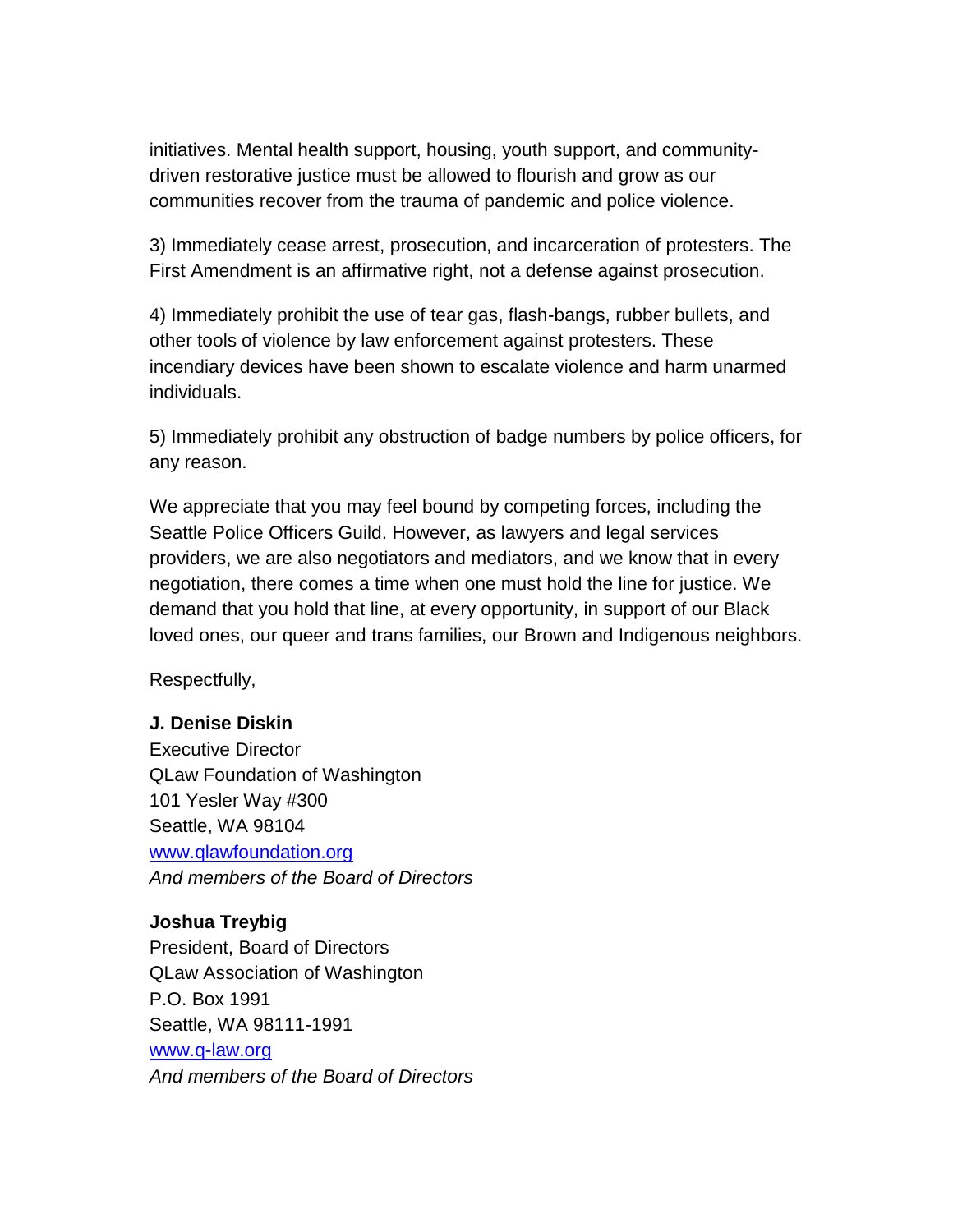initiatives. Mental health support, housing, youth support, and community-driven restorative justice must be allowed to flourish and grow as our communities recover from the trauma of pandemic and police violence.

3) Immediately cease arrest, prosecution, and incarceration of protesters. The First Amendment is an affirmative right, not a defense against prosecution.

4) Immediately prohibit the use of tear gas, flash-bangs, rubber bullets, and other tools of violence by law enforcement against protesters. These incendiary devices have been shown to escalate violence and harm unarmed individuals.

5) Immediately prohibit any obstruction of badge numbers by police officers, for any reason.

We appreciate that you may feel bound by competing forces, including the Seattle Police Officers Guild. However, as lawyers and legal services providers, we are also negotiators and mediators, and we know that in every negotiation, there comes a time when one must hold the line for justice. We demand that you hold that line, at every opportunity, in support of our Black loved ones, our queer and trans families, our Brown and Indigenous neighbors.

Respectfully,

**J. Denise Diskin**
Executive Director
QLaw Foundation of Washington
101 Yesler Way #300
Seattle, WA 98104
www.qlawfoundation.org
*And members of the Board of Directors*

**Joshua Treybig**
President, Board of Directors
QLaw Association of Washington
P.O. Box 1991
Seattle, WA 98111-1991
www.q-law.org
*And members of the Board of Directors*